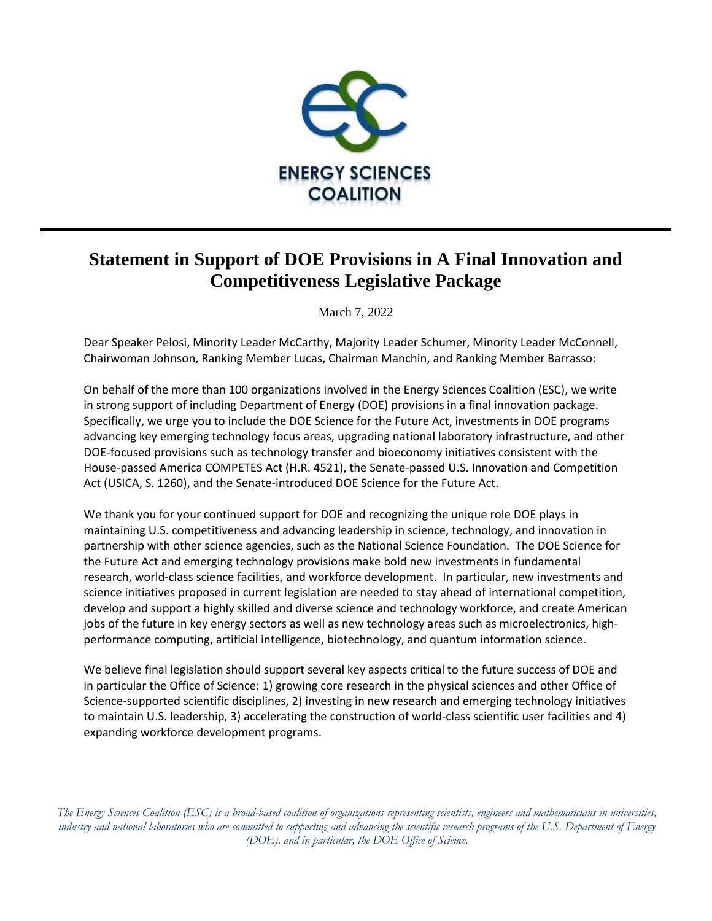ENERGY SCIENCES COALITION

# Statement in Support of DOE Provisions in A Final Innovation and Competitiveness Legislative Package

March 7, 2022

Dear Speaker Pelosi, Minority Leader McCarthy, Majority Leader Schumer, Minority Leader McConnell, Chairwoman Johnson, Ranking Member Lucas, Chairman Manchin, and Ranking Member Barrasso:

On behalf of the more than 100 organizations involved in the Energy Sciences Coalition (ESC), we write in strong support of including Department of Energy (DOE) provisions in a final innovation package. Specifically, we urge you to include the DOE Science for the Future Act, investments in DOE programs advancing key emerging technology focus areas, upgrading national laboratory infrastructure, and other DOE-focused provisions such as technology transfer and bioeconomy initiatives consistent with the House-passed America COMPETES Act (H.R. 4521), the Senate-passed U.S. Innovation and Competition Act (USICA, S. 1260), and the Senate-introduced DOE Science for the Future Act.

We thank you for your continued support for DOE and recognizing the unique role DOE plays in maintaining U.S. competitiveness and advancing leadership in science, technology, and innovation in partnership with other science agencies, such as the National Science Foundation. The DOE Science for the Future Act and emerging technology provisions make bold new investments in fundamental research, world-class science facilities, and workforce development. In particular, new investments and science initiatives proposed in current legislation are needed to stay ahead of international competition, develop and support a highly skilled and diverse science and technology workforce, and create American jobs of the future in key energy sectors as well as new technology areas such as microelectronics, high-performance computing, artificial intelligence, biotechnology, and quantum information science.

We believe final legislation should support several key aspects critical to the future success of DOE and in particular the Office of Science: 1) growing core research in the physical sciences and other Office of Science-supported scientific disciplines, 2) investing in new research and emerging technology initiatives to maintain U.S. leadership, 3) accelerating the construction of world-class scientific user facilities and 4) expanding workforce development programs.

*The Energy Sciences Coalition (ESC) is a broad-based coalition of organizations representing scientists, engineers and mathematicians in universities, industry and national laboratories who are committed to supporting and advancing the scientific research programs of the U.S. Department of Energy (DOE), and in particular, the DOE Office of Science.*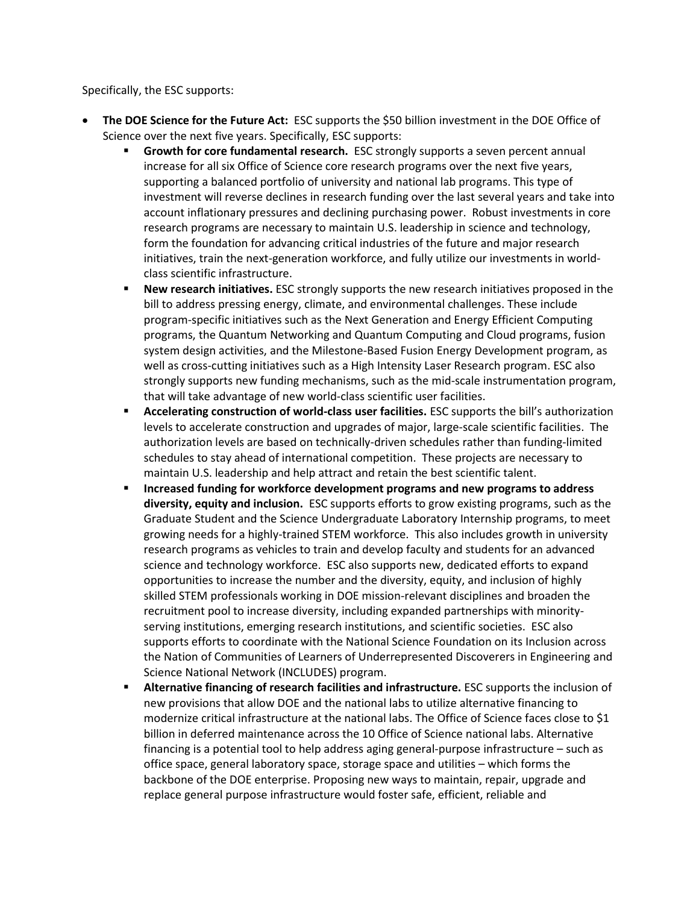Specifically, the ESC supports:

- **The DOE Science for the Future Act:** ESC supports the $50 billion investment in the DOE Office of Science over the next five years. Specifically, ESC supports:
  - **Growth for core fundamental research.** ESC strongly supports a seven percent annual increase for all six Office of Science core research programs over the next five years, supporting a balanced portfolio of university and national lab programs. This type of investment will reverse declines in research funding over the last several years and take into account inflationary pressures and declining purchasing power. Robust investments in core research programs are necessary to maintain U.S. leadership in science and technology, form the foundation for advancing critical industries of the future and major research initiatives, train the next-generation workforce, and fully utilize our investments in world-class scientific infrastructure.
  - **New research initiatives.** ESC strongly supports the new research initiatives proposed in the bill to address pressing energy, climate, and environmental challenges. These include program-specific initiatives such as the Next Generation and Energy Efficient Computing programs, the Quantum Networking and Quantum Computing and Cloud programs, fusion system design activities, and the Milestone-Based Fusion Energy Development program, as well as cross-cutting initiatives such as a High Intensity Laser Research program. ESC also strongly supports new funding mechanisms, such as the mid-scale instrumentation program, that will take advantage of new world-class scientific user facilities.
  - **Accelerating construction of world-class user facilities.** ESC supports the bill's authorization levels to accelerate construction and upgrades of major, large-scale scientific facilities. The authorization levels are based on technically-driven schedules rather than funding-limited schedules to stay ahead of international competition. These projects are necessary to maintain U.S. leadership and help attract and retain the best scientific talent.
  - **Increased funding for workforce development programs and new programs to address diversity, equity and inclusion.** ESC supports efforts to grow existing programs, such as the Graduate Student and the Science Undergraduate Laboratory Internship programs, to meet growing needs for a highly-trained STEM workforce. This also includes growth in university research programs as vehicles to train and develop faculty and students for an advanced science and technology workforce. ESC also supports new, dedicated efforts to expand opportunities to increase the number and the diversity, equity, and inclusion of highly skilled STEM professionals working in DOE mission-relevant disciplines and broaden the recruitment pool to increase diversity, including expanded partnerships with minority-serving institutions, emerging research institutions, and scientific societies. ESC also supports efforts to coordinate with the National Science Foundation on its Inclusion across the Nation of Communities of Learners of Underrepresented Discoverers in Engineering and Science National Network (INCLUDES) program.
  - **Alternative financing of research facilities and infrastructure.** ESC supports the inclusion of new provisions that allow DOE and the national labs to utilize alternative financing to modernize critical infrastructure at the national labs. The Office of Science faces close to $1 billion in deferred maintenance across the 10 Office of Science national labs. Alternative financing is a potential tool to help address aging general-purpose infrastructure – such as office space, general laboratory space, storage space and utilities – which forms the backbone of the DOE enterprise. Proposing new ways to maintain, repair, upgrade and replace general purpose infrastructure would foster safe, efficient, reliable and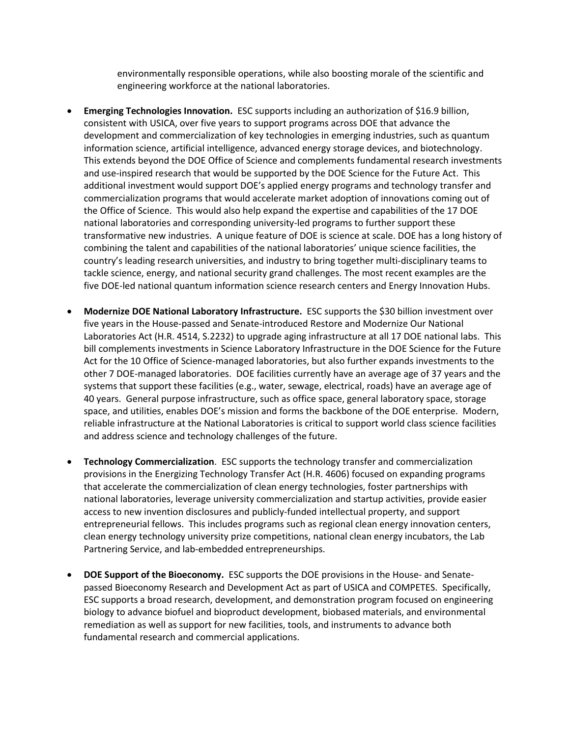environmentally responsible operations, while also boosting morale of the scientific and engineering workforce at the national laboratories.

- **Emerging Technologies Innovation.** ESC supports including an authorization of $16.9 billion, consistent with USICA, over five years to support programs across DOE that advance the development and commercialization of key technologies in emerging industries, such as quantum information science, artificial intelligence, advanced energy storage devices, and biotechnology. This extends beyond the DOE Office of Science and complements fundamental research investments and use-inspired research that would be supported by the DOE Science for the Future Act. This additional investment would support DOE's applied energy programs and technology transfer and commercialization programs that would accelerate market adoption of innovations coming out of the Office of Science. This would also help expand the expertise and capabilities of the 17 DOE national laboratories and corresponding university-led programs to further support these transformative new industries. A unique feature of DOE is science at scale. DOE has a long history of combining the talent and capabilities of the national laboratories' unique science facilities, the country's leading research universities, and industry to bring together multi-disciplinary teams to tackle science, energy, and national security grand challenges. The most recent examples are the five DOE-led national quantum information science research centers and Energy Innovation Hubs.

- **Modernize DOE National Laboratory Infrastructure.** ESC supports the $30 billion investment over five years in the House-passed and Senate-introduced Restore and Modernize Our National Laboratories Act (H.R. 4514, S.2232) to upgrade aging infrastructure at all 17 DOE national labs. This bill complements investments in Science Laboratory Infrastructure in the DOE Science for the Future Act for the 10 Office of Science-managed laboratories, but also further expands investments to the other 7 DOE-managed laboratories. DOE facilities currently have an average age of 37 years and the systems that support these facilities (e.g., water, sewage, electrical, roads) have an average age of 40 years. General purpose infrastructure, such as office space, general laboratory space, storage space, and utilities, enables DOE's mission and forms the backbone of the DOE enterprise. Modern, reliable infrastructure at the National Laboratories is critical to support world class science facilities and address science and technology challenges of the future.

- **Technology Commercialization**. ESC supports the technology transfer and commercialization provisions in the Energizing Technology Transfer Act (H.R. 4606) focused on expanding programs that accelerate the commercialization of clean energy technologies, foster partnerships with national laboratories, leverage university commercialization and startup activities, provide easier access to new invention disclosures and publicly-funded intellectual property, and support entrepreneurial fellows. This includes programs such as regional clean energy innovation centers, clean energy technology university prize competitions, national clean energy incubators, the Lab Partnering Service, and lab-embedded entrepreneurships.

- **DOE Support of the Bioeconomy.** ESC supports the DOE provisions in the House- and Senate-passed Bioeconomy Research and Development Act as part of USICA and COMPETES. Specifically, ESC supports a broad research, development, and demonstration program focused on engineering biology to advance biofuel and bioproduct development, biobased materials, and environmental remediation as well as support for new facilities, tools, and instruments to advance both fundamental research and commercial applications.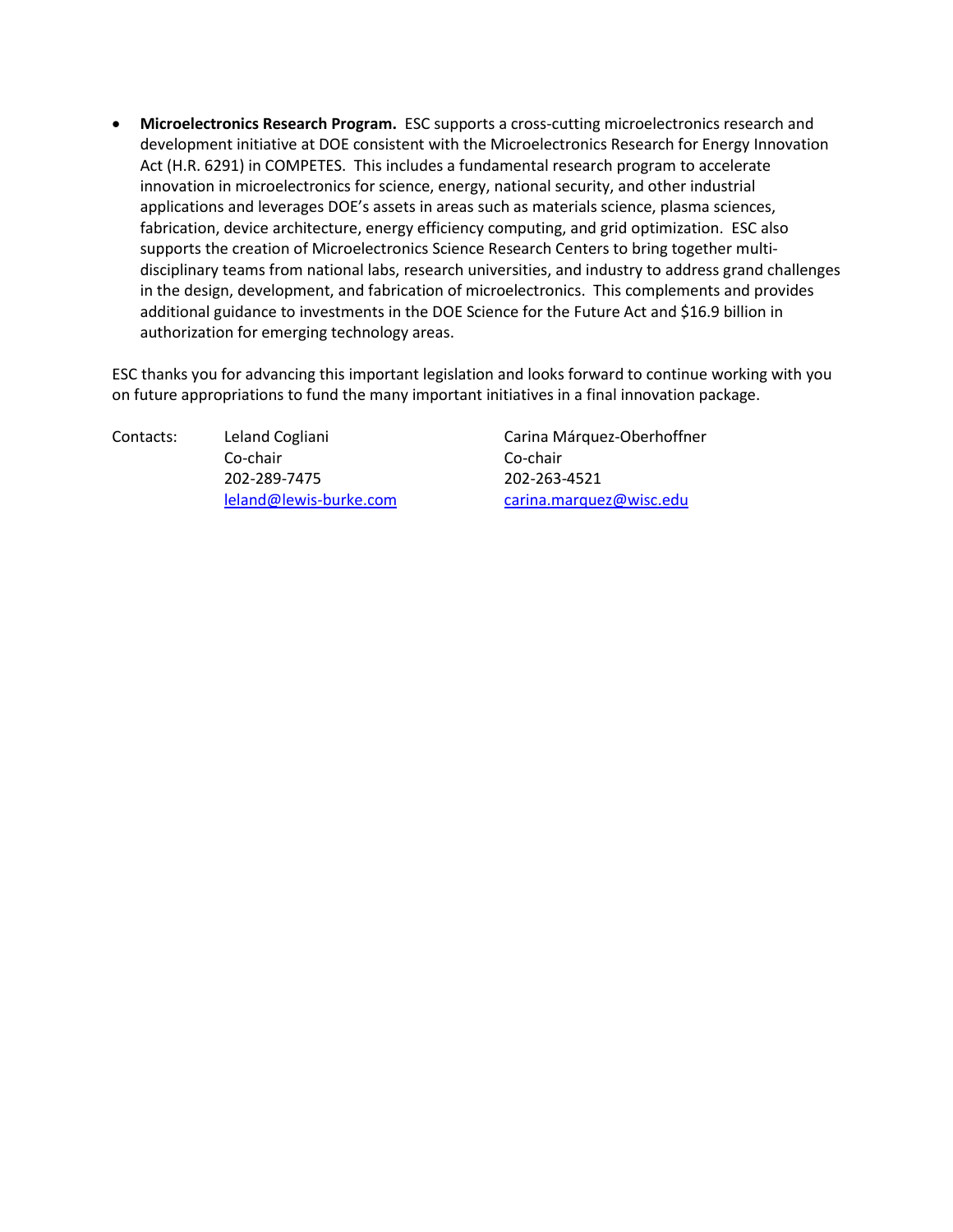- **Microelectronics Research Program.** ESC supports a cross-cutting microelectronics research and development initiative at DOE consistent with the Microelectronics Research for Energy Innovation Act (H.R. 6291) in COMPETES. This includes a fundamental research program to accelerate innovation in microelectronics for science, energy, national security, and other industrial applications and leverages DOE's assets in areas such as materials science, plasma sciences, fabrication, device architecture, energy efficiency computing, and grid optimization. ESC also supports the creation of Microelectronics Science Research Centers to bring together multi-disciplinary teams from national labs, research universities, and industry to address grand challenges in the design, development, and fabrication of microelectronics. This complements and provides additional guidance to investments in the DOE Science for the Future Act and $16.9 billion in authorization for emerging technology areas.

ESC thanks you for advancing this important legislation and looks forward to continue working with you on future appropriations to fund the many important initiatives in a final innovation package.

| Contacts: | Leland Cogliani | Carina Márquez-Oberhoffner |
|---|---|---|
| | Co-chair | Co-chair |
| | 202-289-7475 | 202-263-4521 |
| | leland@lewis-burke.com | carina.marquez@wisc.edu |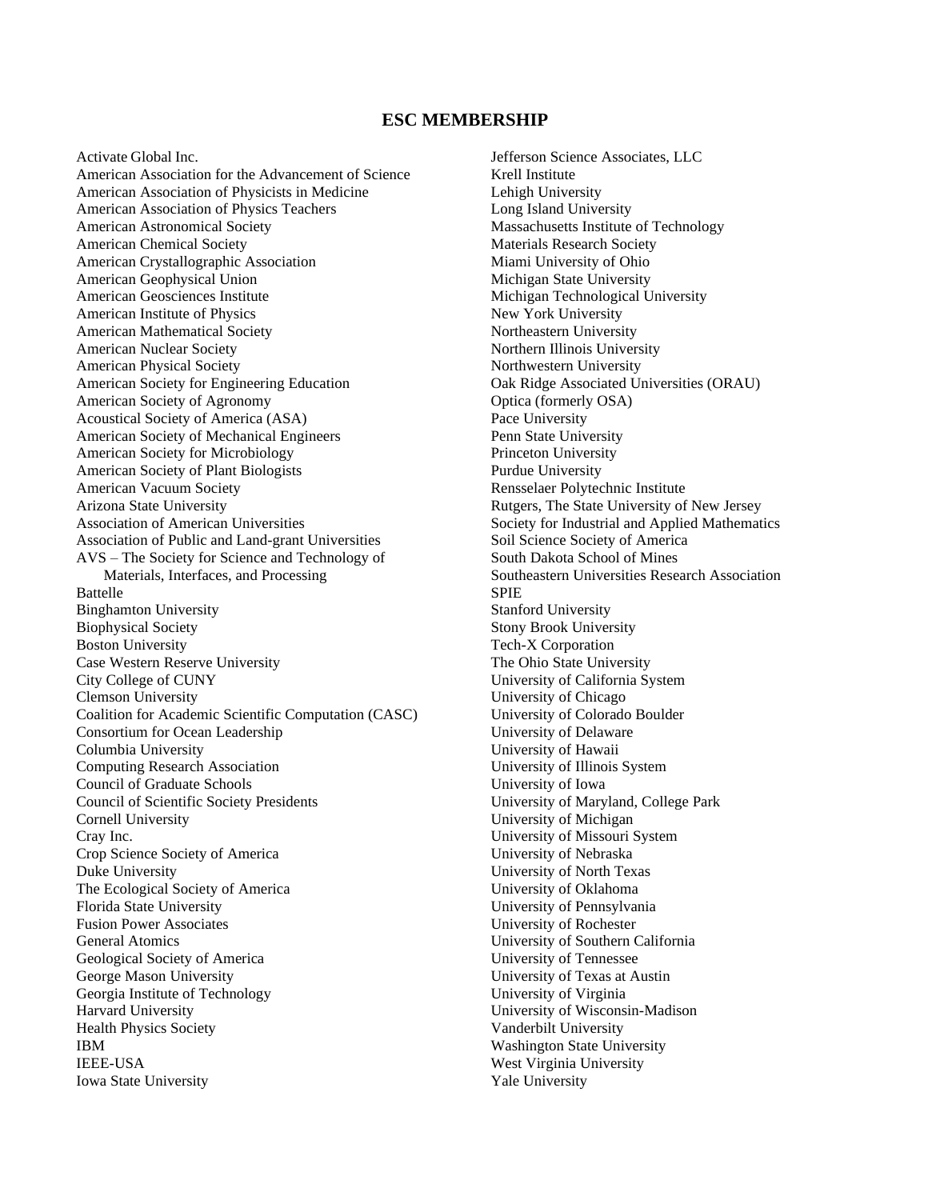## ESC MEMBERSHIP

Activate Global Inc.
American Association for the Advancement of Science
American Association of Physicists in Medicine
American Association of Physics Teachers
American Astronomical Society
American Chemical Society
American Crystallographic Association
American Geophysical Union
American Geosciences Institute
American Institute of Physics
American Mathematical Society
American Nuclear Society
American Physical Society
American Society for Engineering Education
American Society of Agronomy
Acoustical Society of America (ASA)
American Society of Mechanical Engineers
American Society for Microbiology
American Society of Plant Biologists
American Vacuum Society
Arizona State University
Association of American Universities
Association of Public and Land-grant Universities
AVS – The Society for Science and Technology of Materials, Interfaces, and Processing
Battelle
Binghamton University
Biophysical Society
Boston University
Case Western Reserve University
City College of CUNY
Clemson University
Coalition for Academic Scientific Computation (CASC)
Consortium for Ocean Leadership
Columbia University
Computing Research Association
Council of Graduate Schools
Council of Scientific Society Presidents
Cornell University
Cray Inc.
Crop Science Society of America
Duke University
The Ecological Society of America
Florida State University
Fusion Power Associates
General Atomics
Geological Society of America
George Mason University
Georgia Institute of Technology
Harvard University
Health Physics Society
IBM
IEEE-USA
Iowa State University
Jefferson Science Associates, LLC
Krell Institute
Lehigh University
Long Island University
Massachusetts Institute of Technology
Materials Research Society
Miami University of Ohio
Michigan State University
Michigan Technological University
New York University
Northeastern University
Northern Illinois University
Northwestern University
Oak Ridge Associated Universities (ORAU)
Optica (formerly OSA)
Pace University
Penn State University
Princeton University
Purdue University
Rensselaer Polytechnic Institute
Rutgers, The State University of New Jersey
Society for Industrial and Applied Mathematics
Soil Science Society of America
South Dakota School of Mines
Southeastern Universities Research Association
SPIE
Stanford University
Stony Brook University
Tech-X Corporation
The Ohio State University
University of California System
University of Chicago
University of Colorado Boulder
University of Delaware
University of Hawaii
University of Illinois System
University of Iowa
University of Maryland, College Park
University of Michigan
University of Missouri System
University of Nebraska
University of North Texas
University of Oklahoma
University of Pennsylvania
University of Rochester
University of Southern California
University of Tennessee
University of Texas at Austin
University of Virginia
University of Wisconsin-Madison
Vanderbilt University
Washington State University
West Virginia University
Yale University